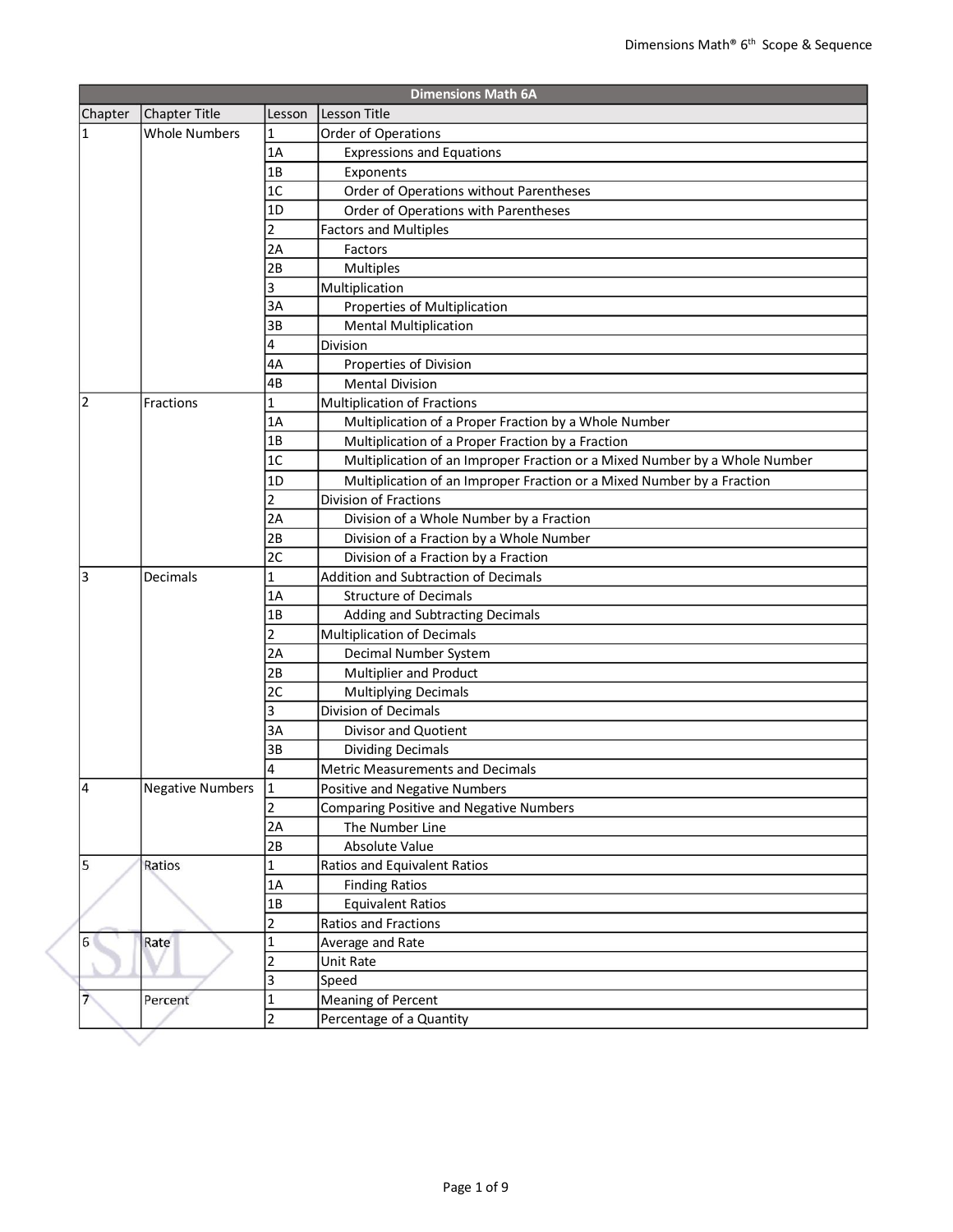| Dimensions Math 6A | | | |
|---|---|---|---|
| Chapter | Chapter Title | Lesson | Lesson Title |
| 1 | Whole Numbers | 1 | Order of Operations |
| | | 1A | Expressions and Equations |
| | | 1B | Exponents |
| | | 1C | Order of Operations without Parentheses |
| | | 1D | Order of Operations with Parentheses |
| | | 2 | Factors and Multiples |
| | | 2A | Factors |
| | | 2B | Multiples |
| | | 3 | Multiplication |
| | | 3A | Properties of Multiplication |
| | | 3B | Mental Multiplication |
| | | 4 | Division |
| | | 4A | Properties of Division |
| | | 4B | Mental Division |
| 2 | Fractions | 1 | Multiplication of Fractions |
| | | 1A | Multiplication of a Proper Fraction by a Whole Number |
| | | 1B | Multiplication of a Proper Fraction by a Fraction |
| | | 1C | Multiplication of an Improper Fraction or a Mixed Number by a Whole Number |
| | | 1D | Multiplication of an Improper Fraction or a Mixed Number by a Fraction |
| | | 2 | Division of Fractions |
| | | 2A | Division of a Whole Number by a Fraction |
| | | 2B | Division of a Fraction by a Whole Number |
| | | 2C | Division of a Fraction by a Fraction |
| 3 | Decimals | 1 | Addition and Subtraction of Decimals |
| | | 1A | Structure of Decimals |
| | | 1B | Adding and Subtracting Decimals |
| | | 2 | Multiplication of Decimals |
| | | 2A | Decimal Number System |
| | | 2B | Multiplier and Product |
| | | 2C | Multiplying Decimals |
| | | 3 | Division of Decimals |
| | | 3A | Divisor and Quotient |
| | | 3B | Dividing Decimals |
| | | 4 | Metric Measurements and Decimals |
| 4 | Negative Numbers | 1 | Positive and Negative Numbers |
| | | 2 | Comparing Positive and Negative Numbers |
| | | 2A | The Number Line |
| | | 2B | Absolute Value |
| 5 | Ratios | 1 | Ratios and Equivalent Ratios |
| | | 1A | Finding Ratios |
| | | 1B | Equivalent Ratios |
| | | 2 | Ratios and Fractions |
| 6 | Rate | 1 | Average and Rate |
| | | 2 | Unit Rate |
| | | 3 | Speed |
| 7 | Percent | 1 | Meaning of Percent |
| | | 2 | Percentage of a Quantity |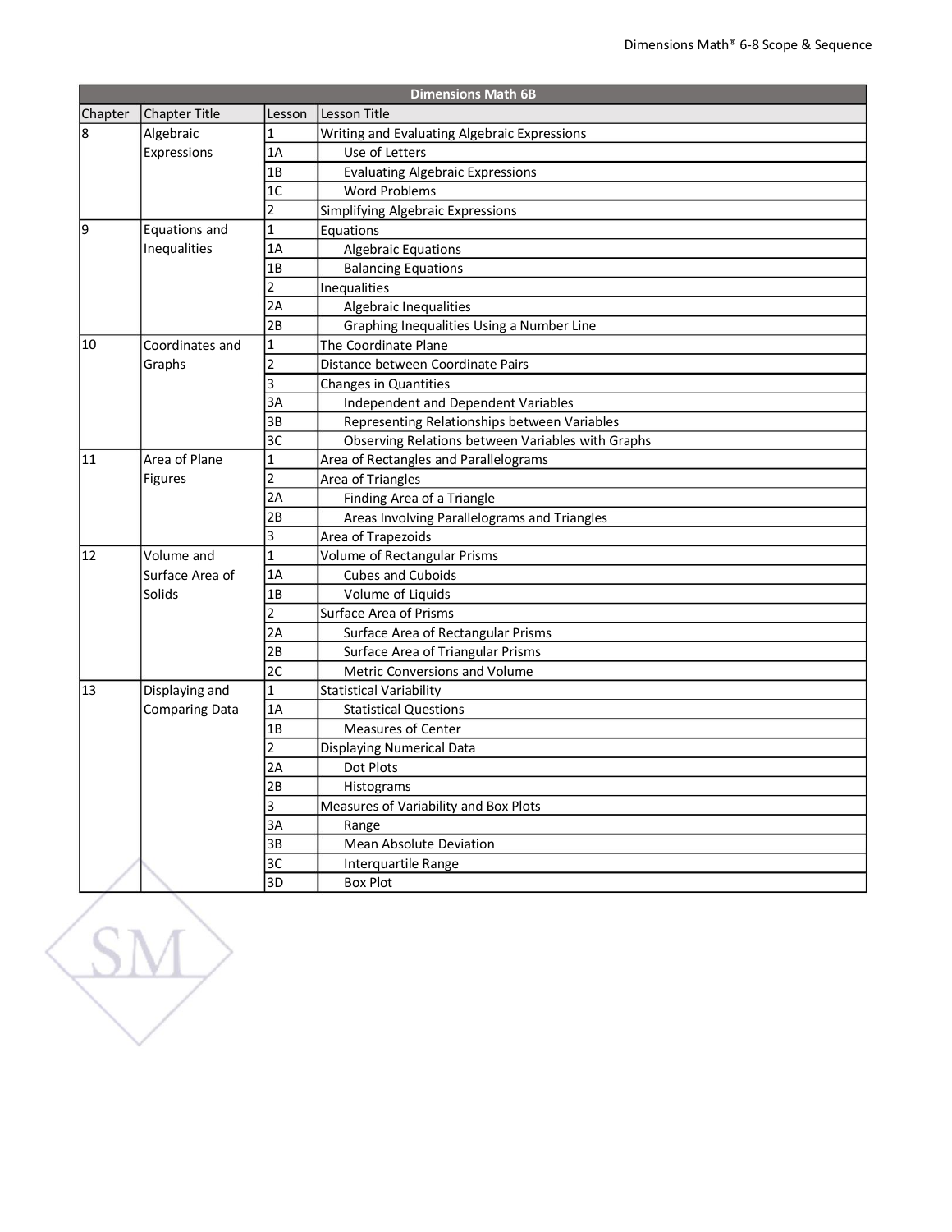| Dimensions Math 6B | | | |
|---|---|---|---|
| Chapter | Chapter Title | Lesson | Lesson Title |
| 8 | Algebraic Expressions | 1 | Writing and Evaluating Algebraic Expressions |
| | | 1A | Use of Letters |
| | | 1B | Evaluating Algebraic Expressions |
| | | 1C | Word Problems |
| | | 2 | Simplifying Algebraic Expressions |
| 9 | Equations and Inequalities | 1 | Equations |
| | | 1A | Algebraic Equations |
| | | 1B | Balancing Equations |
| | | 2 | Inequalities |
| | | 2A | Algebraic Inequalities |
| | | 2B | Graphing Inequalities Using a Number Line |
| 10 | Coordinates and Graphs | 1 | The Coordinate Plane |
| | | 2 | Distance between Coordinate Pairs |
| | | 3 | Changes in Quantities |
| | | 3A | Independent and Dependent Variables |
| | | 3B | Representing Relationships between Variables |
| | | 3C | Observing Relations between Variables with Graphs |
| 11 | Area of Plane Figures | 1 | Area of Rectangles and Parallelograms |
| | | 2 | Area of Triangles |
| | | 2A | Finding Area of a Triangle |
| | | 2B | Areas Involving Parallelograms and Triangles |
| | | 3 | Area of Trapezoids |
| 12 | Volume and Surface Area of Solids | 1 | Volume of Rectangular Prisms |
| | | 1A | Cubes and Cuboids |
| | | 1B | Volume of Liquids |
| | | 2 | Surface Area of Prisms |
| | | 2A | Surface Area of Rectangular Prisms |
| | | 2B | Surface Area of Triangular Prisms |
| | | 2C | Metric Conversions and Volume |
| 13 | Displaying and Comparing Data | 1 | Statistical Variability |
| | | 1A | Statistical Questions |
| | | 1B | Measures of Center |
| | | 2 | Displaying Numerical Data |
| | | 2A | Dot Plots |
| | | 2B | Histograms |
| | | 3 | Measures of Variability and Box Plots |
| | | 3A | Range |
| | | 3B | Mean Absolute Deviation |
| | | 3C | Interquartile Range |
| | | 3D | Box Plot |